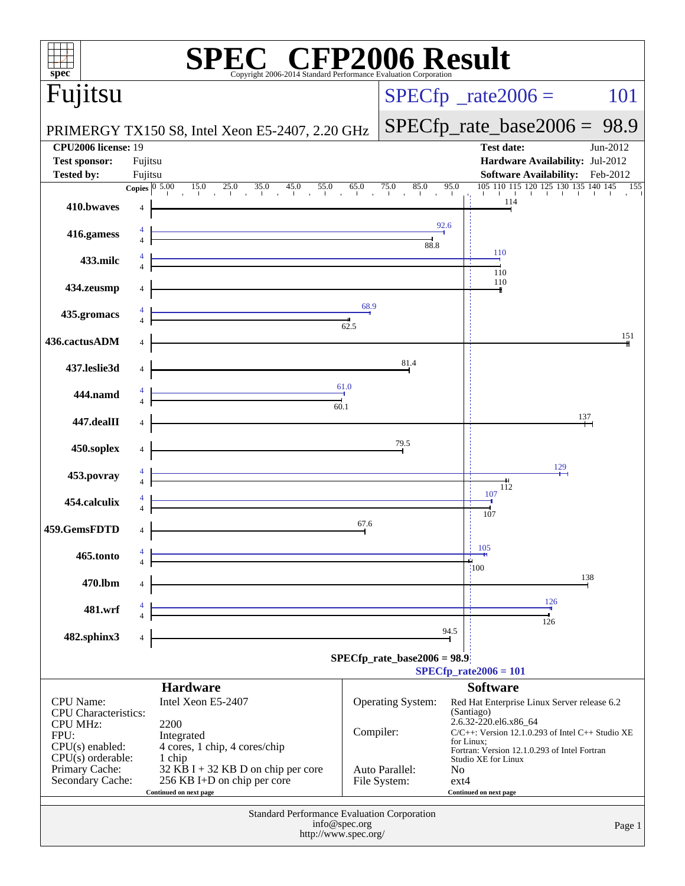# SPEC CFP2006 Result

Copyright 2006-2014 Standard Performance Evaluation Corporation

## Fujitsu

PRIMERGY TX150 S8, Intel Xeon E5-2407, 2.20 GHz

SPECfp_rate2006 = 101

SPECfp_rate_base2006 = 98.9

| | | | |
|---|---|---|---|
| **CPU2006 license:** | 19 | **Test date:** | Jun-2012 |
| **Test sponsor:** | Fujitsu | **Hardware Availability:** | Jul-2012 |
| **Tested by:** | Fujitsu | **Software Availability:** | Feb-2012 |

| Benchmark | Copies (peak) | Copies (base) | Peak | Base |
|---|---|---|---|---|
| 410.bwaves | | 4 | | 114 |
| 416.gamess | 4 | 4 | 92.6 | 88.8 |
| 433.milc | 4 | 4 | 110 | 110 |
| 434.zeusmp | | 4 | | 110 |
| 435.gromacs | 4 | 4 | 68.9 | 62.5 |
| 436.cactusADM | | 4 | | 151 |
| 437.leslie3d | | 4 | | 81.4 |
| 444.namd | 4 | 4 | 61.0 | 60.1 |
| 447.dealII | | 4 | | 137 |
| 450.soplex | | 4 | | 79.5 |
| 453.povray | 4 | 4 | 129 | 112 |
| 454.calculix | 4 | 4 | 107 | 107 |
| 459.GemsFDTD | | 4 | | 67.6 |
| 465.tonto | 4 | 4 | 105 | 100 |
| 470.lbm | | 4 | | 138 |
| 481.wrf | 4 | 4 | 126 | 126 |
| 482.sphinx3 | | 4 | | 94.5 |

SPECfp_rate_base2006 = 98.9

SPECfp_rate2006 = 101

### Hardware

| | |
|---|---|
| CPU Name: | Intel Xeon E5-2407 |
| CPU Characteristics: | |
| CPU MHz: | 2200 |
| FPU: | Integrated |
| CPU(s) enabled: | 4 cores, 1 chip, 4 cores/chip |
| CPU(s) orderable: | 1 chip |
| Primary Cache: | 32 KB I + 32 KB D on chip per core |
| Secondary Cache: | 256 KB I+D on chip per core |

Continued on next page

### Software

| | |
|---|---|
| Operating System: | Red Hat Enterprise Linux Server release 6.2 (Santiago) 2.6.32-220.el6.x86_64 |
| Compiler: | C/C++: Version 12.1.0.293 of Intel C++ Studio XE for Linux; Fortran: Version 12.1.0.293 of Intel Fortran Studio XE for Linux |
| Auto Parallel: | No |
| File System: | ext4 |

Continued on next page

Standard Performance Evaluation Corporation
info@spec.org
http://www.spec.org/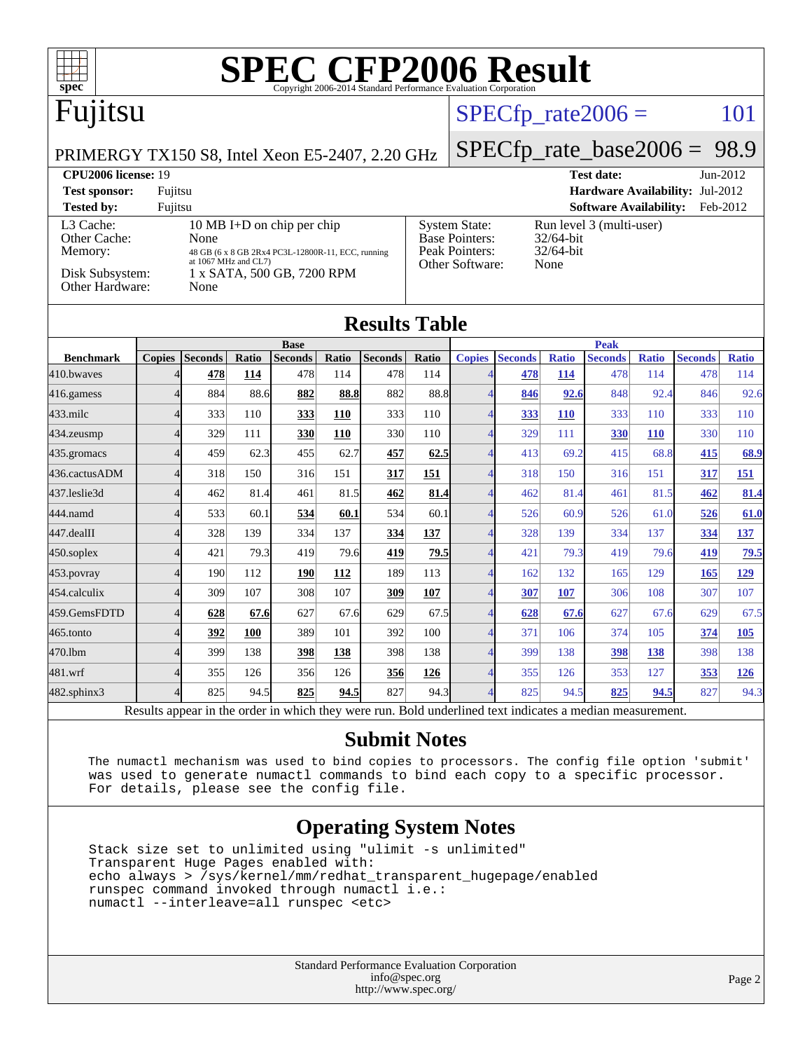# SPEC CFP2006 Result

Copyright 2006-2014 Standard Performance Evaluation Corporation

## Fujitsu

PRIMERGY TX150 S8, Intel Xeon E5-2407, 2.20 GHz

SPECfp_rate2006 = 101

SPECfp_rate_base2006 = 98.9

**CPU2006 license:** 19 | **Test date:** Jun-2012

**Test sponsor:** Fujitsu | **Hardware Availability:** Jul-2012

**Tested by:** Fujitsu | **Software Availability:** Feb-2012

| | |
|---|---|
| L3 Cache: | 10 MB I+D on chip per chip |
| Other Cache: | None |
| Memory: | 48 GB (6 x 8 GB 2Rx4 PC3L-12800R-11, ECC, running at 1067 MHz and CL7) |
| Disk Subsystem: | 1 x SATA, 500 GB, 7200 RPM |
| Other Hardware: | None |

| | |
|---|---|
| System State: | Run level 3 (multi-user) |
| Base Pointers: | 32/64-bit |
| Peak Pointers: | 32/64-bit |
| Other Software: | None |

## Results Table

| | Base | | | | | | | Peak | | | | | | |
|---|---|---|---|---|---|---|---|---|---|---|---|---|---|---|
| **Benchmark** | **Copies** | **Seconds** | **Ratio** | **Seconds** | **Ratio** | **Seconds** | **Ratio** | **Copies** | **Seconds** | **Ratio** | **Seconds** | **Ratio** | **Seconds** | **Ratio** |
| 410.bwaves | 4 | **478** | **114** | 478 | 114 | 478 | 114 | 4 | **478** | **114** | 478 | 114 | 478 | 114 |
| 416.gamess | 4 | 884 | 88.6 | **882** | **88.8** | 882 | 88.8 | 4 | **846** | **92.6** | 848 | 92.4 | 846 | 92.6 |
| 433.milc | 4 | 333 | 110 | **333** | **110** | 333 | 110 | 4 | **333** | **110** | 333 | 110 | 333 | 110 |
| 434.zeusmp | 4 | 329 | 111 | **330** | **110** | 330 | 110 | 4 | 329 | 111 | **330** | **110** | 330 | 110 |
| 435.gromacs | 4 | 459 | 62.3 | 455 | 62.7 | **457** | **62.5** | 4 | 413 | 69.2 | 415 | 68.8 | **415** | **68.9** |
| 436.cactusADM | 4 | 318 | 150 | 316 | 151 | **317** | **151** | 4 | 318 | 150 | 316 | 151 | **317** | **151** |
| 437.leslie3d | 4 | 462 | 81.4 | 461 | 81.5 | **462** | **81.4** | 4 | 462 | 81.4 | 461 | 81.5 | **462** | **81.4** |
| 444.namd | 4 | 533 | 60.1 | **534** | **60.1** | 534 | 60.1 | 4 | 526 | 60.9 | 526 | 61.0 | **526** | **61.0** |
| 447.dealII | 4 | 328 | 139 | 334 | 137 | **334** | **137** | 4 | 328 | 139 | 334 | 137 | **334** | **137** |
| 450.soplex | 4 | 421 | 79.3 | 419 | 79.6 | **419** | **79.5** | 4 | 421 | 79.3 | 419 | 79.6 | **419** | **79.5** |
| 453.povray | 4 | 190 | 112 | **190** | **112** | 189 | 113 | 4 | 162 | 132 | 165 | 129 | **165** | **129** |
| 454.calculix | 4 | 309 | 107 | 308 | 107 | **309** | **107** | 4 | **307** | **107** | 306 | 108 | 307 | 107 |
| 459.GemsFDTD | 4 | **628** | **67.6** | 627 | 67.6 | 629 | 67.5 | 4 | **628** | **67.6** | 627 | 67.6 | 629 | 67.5 |
| 465.tonto | 4 | **392** | **100** | 389 | 101 | 392 | 100 | 4 | 371 | 106 | 374 | 105 | **374** | **105** |
| 470.lbm | 4 | 399 | 138 | **398** | **138** | 398 | 138 | 4 | 399 | 138 | **398** | **138** | 398 | 138 |
| 481.wrf | 4 | 355 | 126 | 356 | 126 | **356** | **126** | 4 | 355 | 126 | 353 | 127 | **353** | **126** |
| 482.sphinx3 | 4 | 825 | 94.5 | **825** | **94.5** | 827 | 94.3 | 4 | 825 | 94.5 | **825** | **94.5** | 827 | 94.3 |

Results appear in the order in which they were run. Bold underlined text indicates a median measurement.

## Submit Notes

```
The numactl mechanism was used to bind copies to processors. The config file option 'submit'
was used to generate numactl commands to bind each copy to a specific processor.
For details, please see the config file.
```

## Operating System Notes

```
Stack size set to unlimited using "ulimit -s unlimited"
Transparent Huge Pages enabled with:
echo always > /sys/kernel/mm/redhat_transparent_hugepage/enabled
runspec command invoked through numactl i.e.:
numactl --interleave=all runspec <etc>
```

Standard Performance Evaluation Corporation
info@spec.org
http://www.spec.org/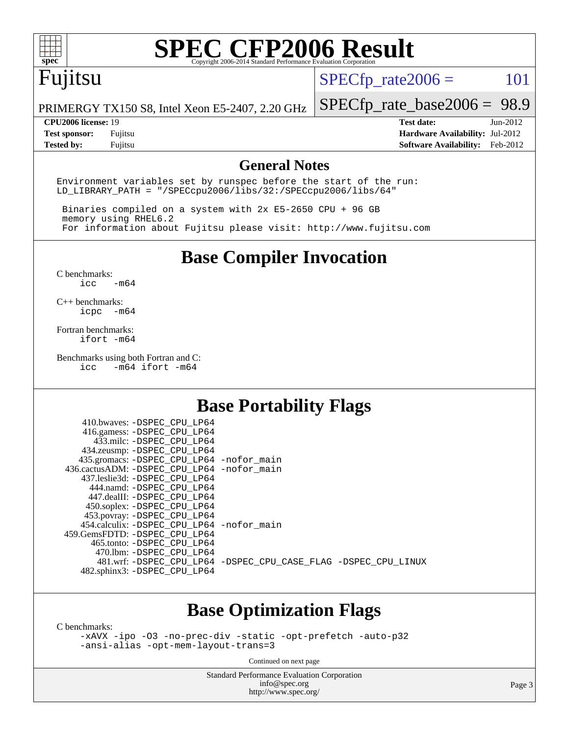# SPEC CFP2006 Result

Copyright 2006-2014 Standard Performance Evaluation Corporation

**Fujitsu**

PRIMERGY TX150 S8, Intel Xeon E5-2407, 2.20 GHz

SPECfp_rate2006 = 101

SPECfp_rate_base2006 = 98.9

| | | | |
|---|---|---|---|
| **CPU2006 license:** 19 | | **Test date:** | Jun-2012 |
| **Test sponsor:** | Fujitsu | **Hardware Availability:** | Jul-2012 |
| **Tested by:** | Fujitsu | **Software Availability:** | Feb-2012 |

## General Notes

```
Environment variables set by runspec before the start of the run:
LD_LIBRARY_PATH = "/SPECcpu2006/libs/32:/SPECcpu2006/libs/64"

 Binaries compiled on a system with 2x E5-2650 CPU + 96 GB
 memory using RHEL6.2
 For information about Fujitsu please visit: http://www.fujitsu.com
```

## Base Compiler Invocation

C benchmarks:
```
icc   -m64
```

C++ benchmarks:
```
icpc  -m64
```

Fortran benchmarks:
```
ifort -m64
```

Benchmarks using both Fortran and C:
```
icc   -m64 ifort -m64
```

## Base Portability Flags

```
     410.bwaves: -DSPEC_CPU_LP64
     416.gamess: -DSPEC_CPU_LP64
       433.milc: -DSPEC_CPU_LP64
     434.zeusmp: -DSPEC_CPU_LP64
    435.gromacs: -DSPEC_CPU_LP64 -nofor_main
 436.cactusADM: -DSPEC_CPU_LP64 -nofor_main
   437.leslie3d: -DSPEC_CPU_LP64
       444.namd: -DSPEC_CPU_LP64
     447.dealII: -DSPEC_CPU_LP64
     450.soplex: -DSPEC_CPU_LP64
     453.povray: -DSPEC_CPU_LP64
   454.calculix: -DSPEC_CPU_LP64 -nofor_main
  459.GemsFDTD: -DSPEC_CPU_LP64
      465.tonto: -DSPEC_CPU_LP64
        470.lbm: -DSPEC_CPU_LP64
        481.wrf: -DSPEC_CPU_LP64 -DSPEC_CPU_CASE_FLAG -DSPEC_CPU_LINUX
    482.sphinx3: -DSPEC_CPU_LP64
```

## Base Optimization Flags

C benchmarks:
```
-xAVX -ipo -O3 -no-prec-div -static -opt-prefetch -auto-p32
-ansi-alias -opt-mem-layout-trans=3
```

Continued on next page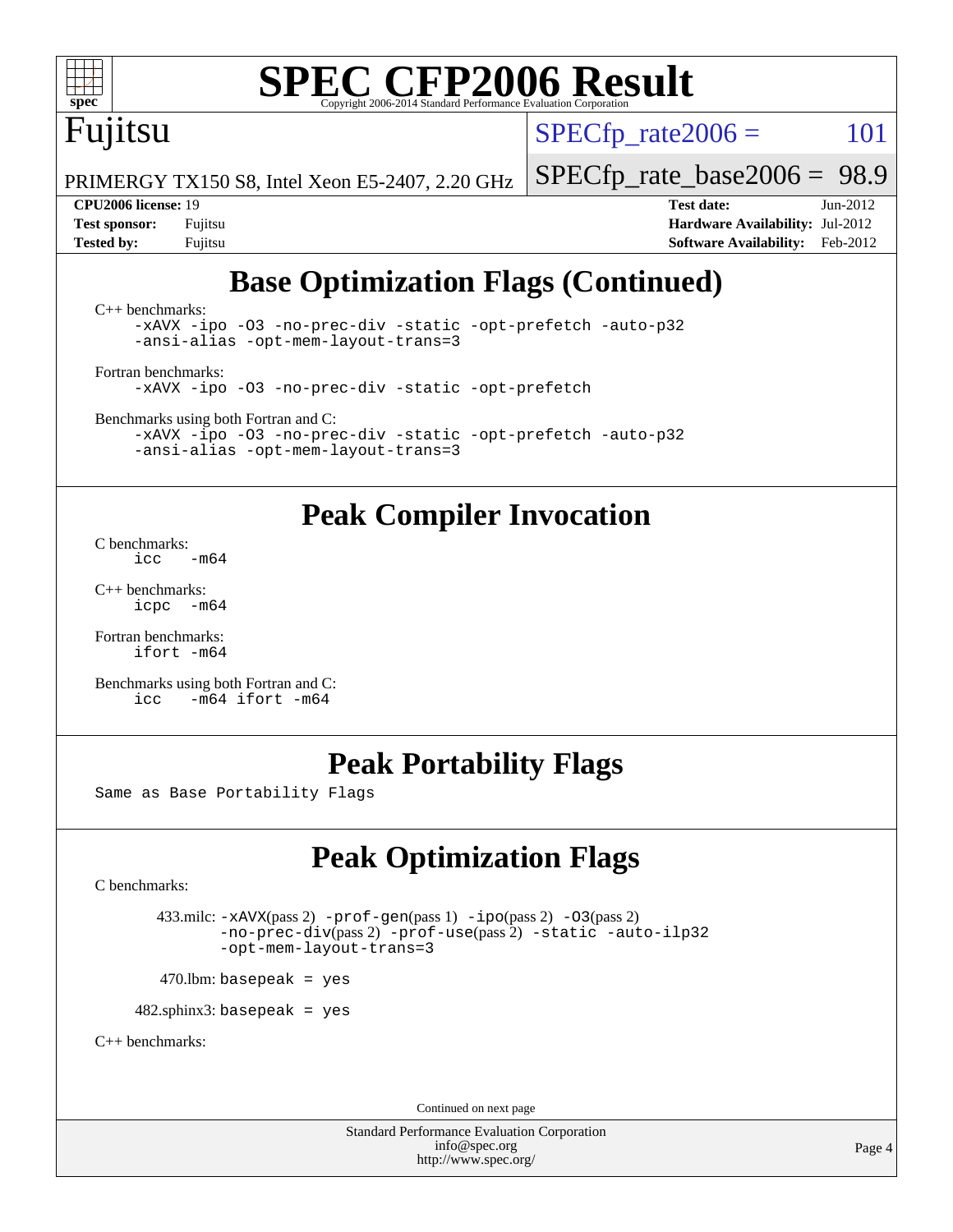## Base Optimization Flags (Continued)

C++ benchmarks:
```
-xAVX -ipo -O3 -no-prec-div -static -opt-prefetch -auto-p32
-ansi-alias -opt-mem-layout-trans=3
```

Fortran benchmarks:
```
-xAVX -ipo -O3 -no-prec-div -static -opt-prefetch
```

Benchmarks using both Fortran and C:
```
-xAVX -ipo -O3 -no-prec-div -static -opt-prefetch -auto-p32
-ansi-alias -opt-mem-layout-trans=3
```

## Peak Compiler Invocation

C benchmarks:
```
icc   -m64
```

C++ benchmarks:
```
icpc  -m64
```

Fortran benchmarks:
```
ifort -m64
```

Benchmarks using both Fortran and C:
```
icc   -m64 ifort -m64
```

## Peak Portability Flags

Same as Base Portability Flags

## Peak Optimization Flags

C benchmarks:

433.milc: -xAVX(pass 2) -prof-gen(pass 1) -ipo(pass 2) -O3(pass 2) -no-prec-div(pass 2) -prof-use(pass 2) -static -auto-ilp32 -opt-mem-layout-trans=3

470.lbm: basepeak = yes

482.sphinx3: basepeak = yes

C++ benchmarks:

Continued on next page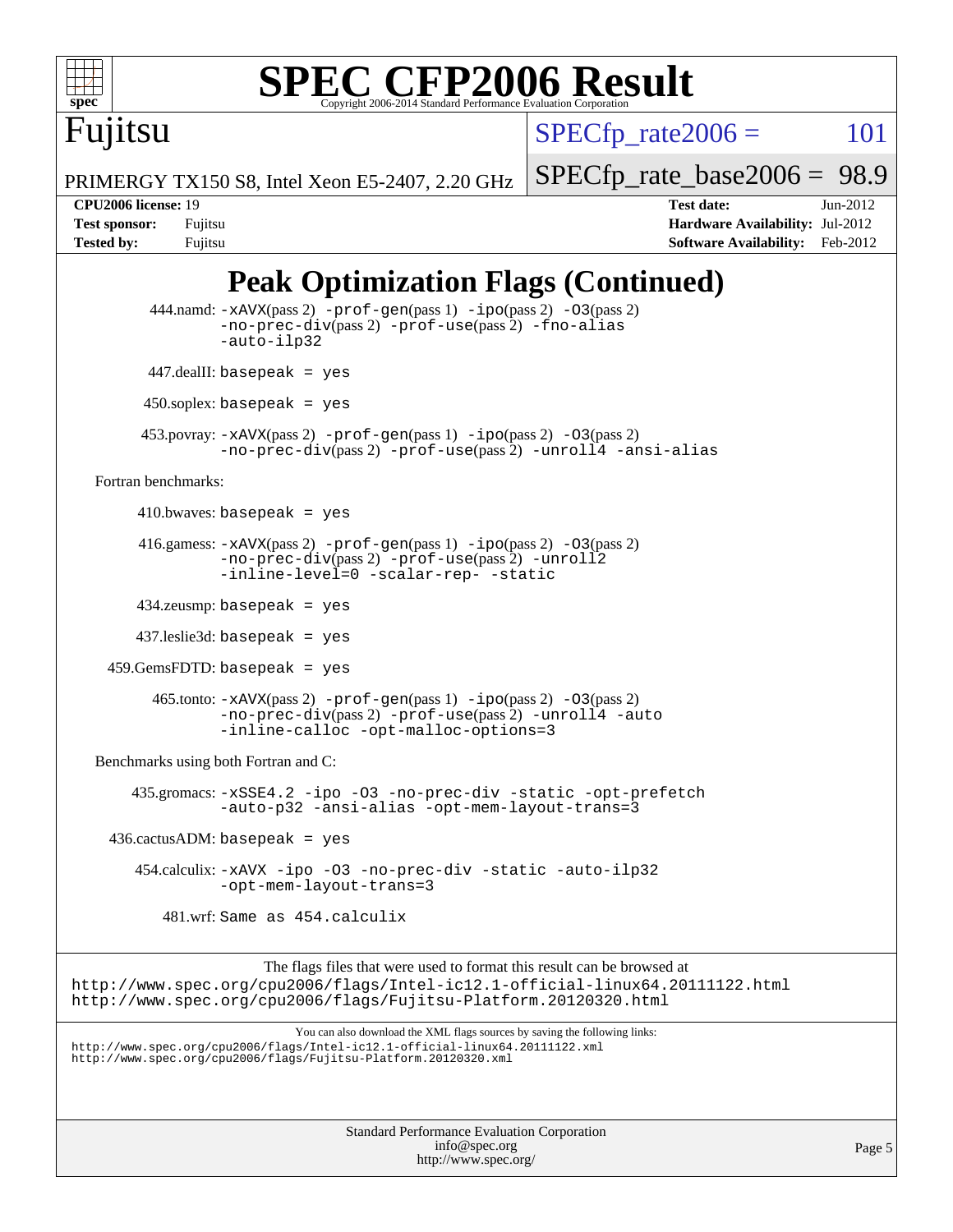# SPEC CFP2006 Result

Copyright 2006-2014 Standard Performance Evaluation Corporation

**Fujitsu**

PRIMERGY TX150 S8, Intel Xeon E5-2407, 2.20 GHz

SPECfp_rate2006 = 101

SPECfp_rate_base2006 = 98.9

| | | | |
|---|---|---|---|
| **CPU2006 license:** 19 | | **Test date:** | Jun-2012 |
| **Test sponsor:** | Fujitsu | **Hardware Availability:** | Jul-2012 |
| **Tested by:** | Fujitsu | **Software Availability:** | Feb-2012 |

## Peak Optimization Flags (Continued)

444.namd: -xAVX(pass 2) -prof-gen(pass 1) -ipo(pass 2) -O3(pass 2) -no-prec-div(pass 2) -prof-use(pass 2) -fno-alias -auto-ilp32

447.dealII: basepeak = yes

450.soplex: basepeak = yes

453.povray: -xAVX(pass 2) -prof-gen(pass 1) -ipo(pass 2) -O3(pass 2) -no-prec-div(pass 2) -prof-use(pass 2) -unroll4 -ansi-alias

Fortran benchmarks:

410.bwaves: basepeak = yes

416.gamess: -xAVX(pass 2) -prof-gen(pass 1) -ipo(pass 2) -O3(pass 2) -no-prec-div(pass 2) -prof-use(pass 2) -unroll2 -inline-level=0 -scalar-rep- -static

434.zeusmp: basepeak = yes

437.leslie3d: basepeak = yes

459.GemsFDTD: basepeak = yes

465.tonto: -xAVX(pass 2) -prof-gen(pass 1) -ipo(pass 2) -O3(pass 2) -no-prec-div(pass 2) -prof-use(pass 2) -unroll4 -auto -inline-calloc -opt-malloc-options=3

Benchmarks using both Fortran and C:

435.gromacs: -xSSE4.2 -ipo -O3 -no-prec-div -static -opt-prefetch -auto-p32 -ansi-alias -opt-mem-layout-trans=3

436.cactusADM: basepeak = yes

454.calculix: -xAVX -ipo -O3 -no-prec-div -static -auto-ilp32 -opt-mem-layout-trans=3

481.wrf: Same as 454.calculix

The flags files that were used to format this result can be browsed at
http://www.spec.org/cpu2006/flags/Intel-ic12.1-official-linux64.20111122.html
http://www.spec.org/cpu2006/flags/Fujitsu-Platform.20120320.html

You can also download the XML flags sources by saving the following links:
http://www.spec.org/cpu2006/flags/Intel-ic12.1-official-linux64.20111122.xml
http://www.spec.org/cpu2006/flags/Fujitsu-Platform.20120320.xml

Standard Performance Evaluation Corporation
info@spec.org
http://www.spec.org/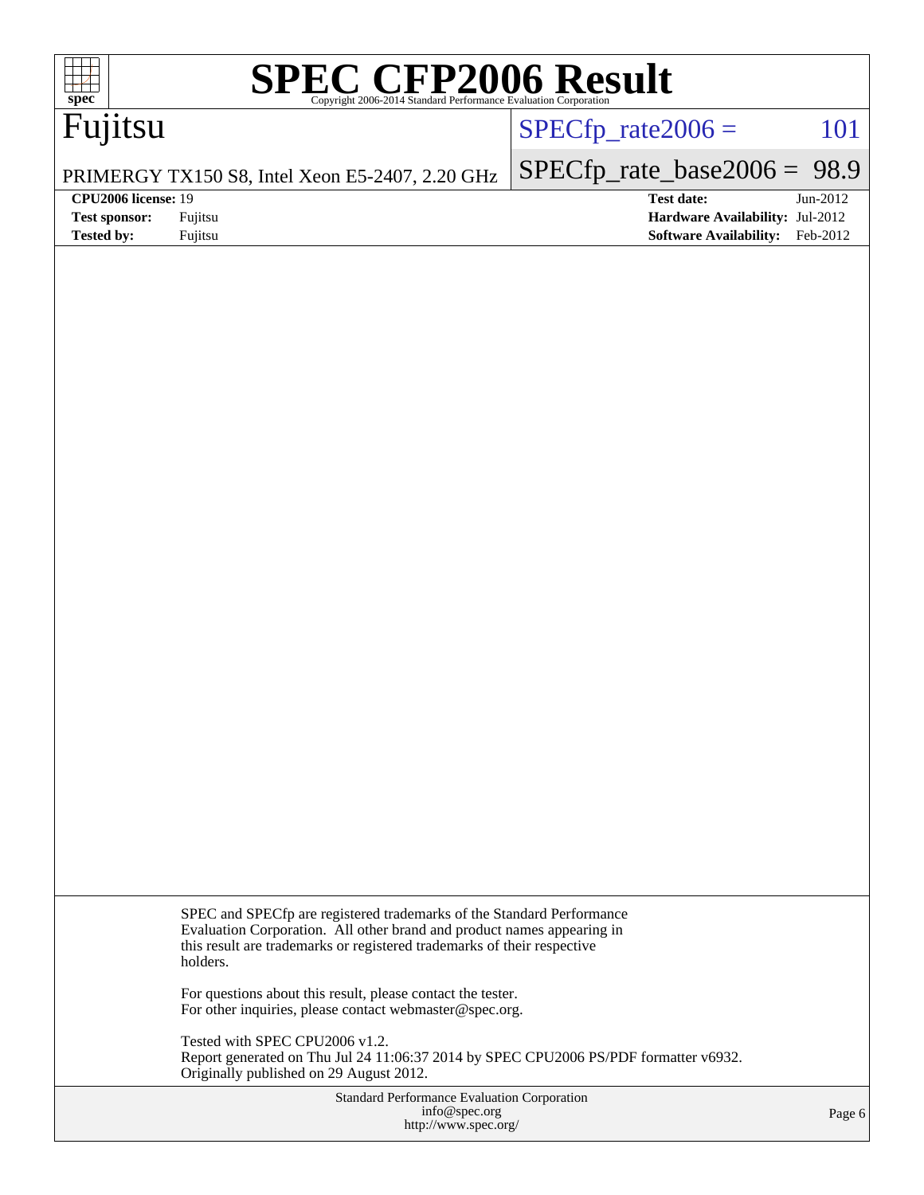SPEC and SPECfp are registered trademarks of the Standard Performance Evaluation Corporation. All other brand and product names appearing in this result are trademarks or registered trademarks of their respective holders.

For questions about this result, please contact the tester.
For other inquiries, please contact webmaster@spec.org.

Tested with SPEC CPU2006 v1.2.
Report generated on Thu Jul 24 11:06:37 2014 by SPEC CPU2006 PS/PDF formatter v6932.
Originally published on 29 August 2012.